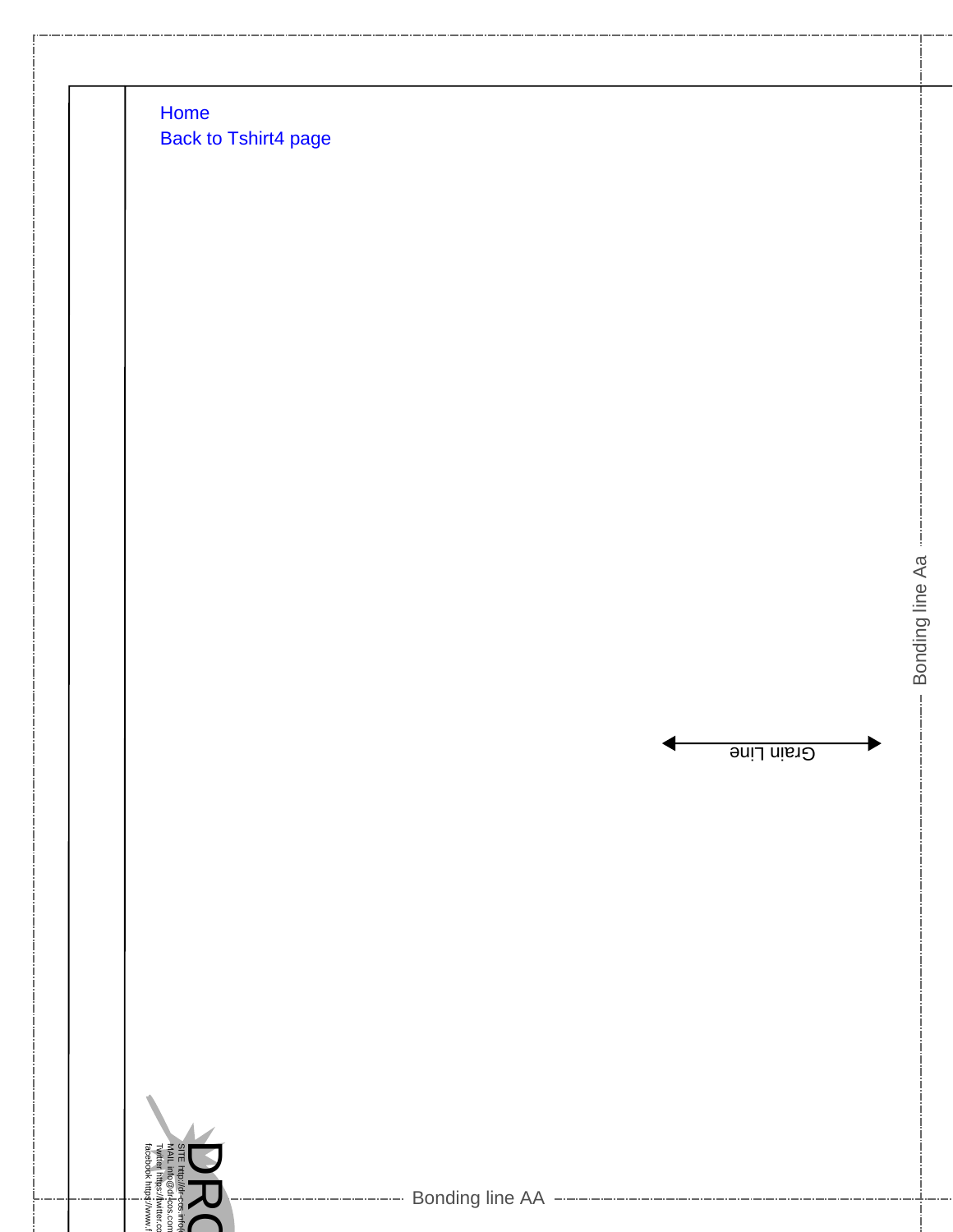Home
Back to Tshirt4 page

Bonding line Aa

Grain Line

SITE http://dr-cos.info
MAIL info@dr-cos.com
Twitter https://twitter.co
facebook https://www.f

DRC

Bonding line AA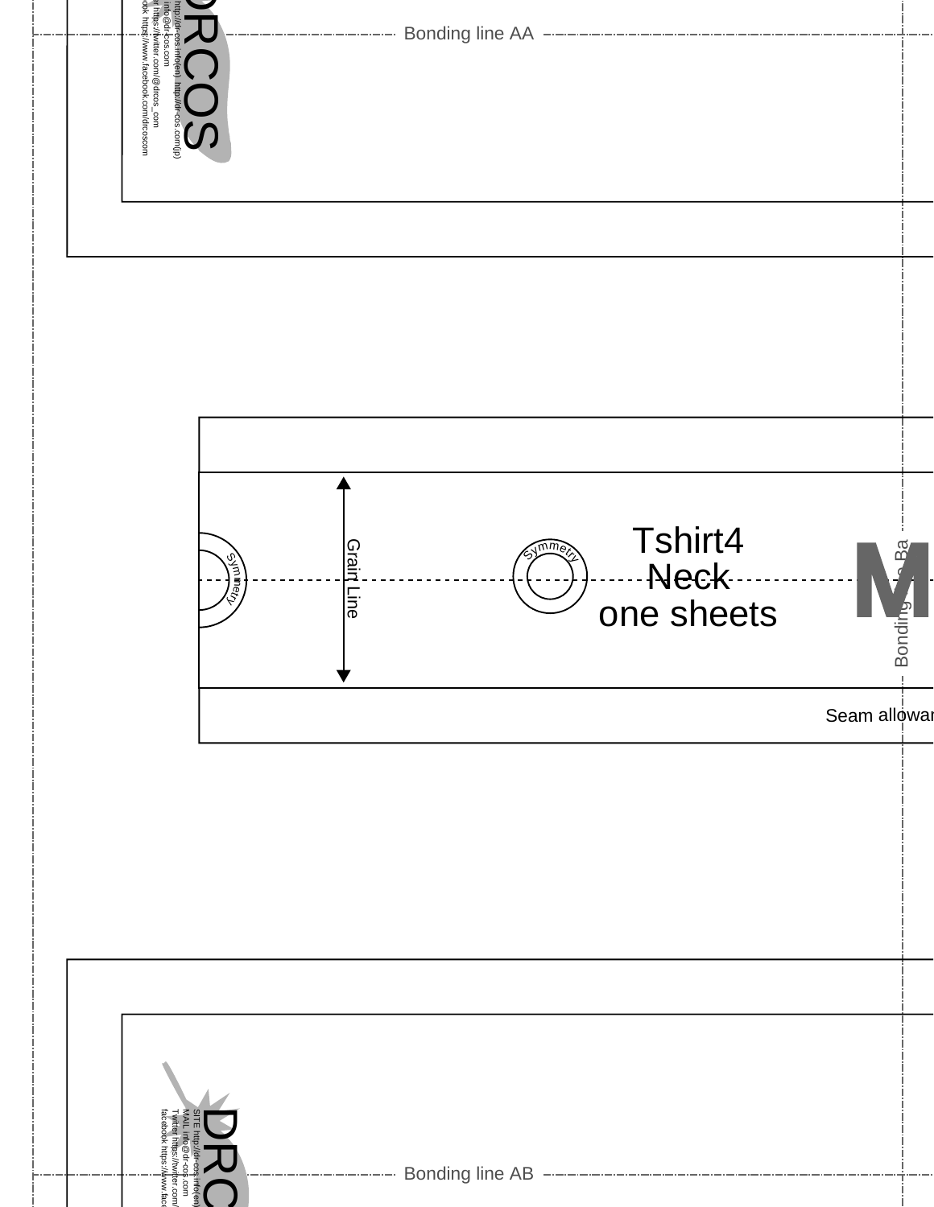Bonding line AA

DRCOS

http://dr-cos.info(en) http://dr-cos.com(jp)
info@dr-cos.com
https://twitter.com/@drcos_com
https://www.facebook.com/drcoscom

Tshirt4
Neck
one sheets

Grain Line

Symmetry

Symmetry

M

Bonding line Ba

Seam allowan

DRC

SITE http://dr-cos.info(en)
MAIL info@dr-cos.com
Twitter https://twitter.com/
facebook https://www.face

Bonding line AB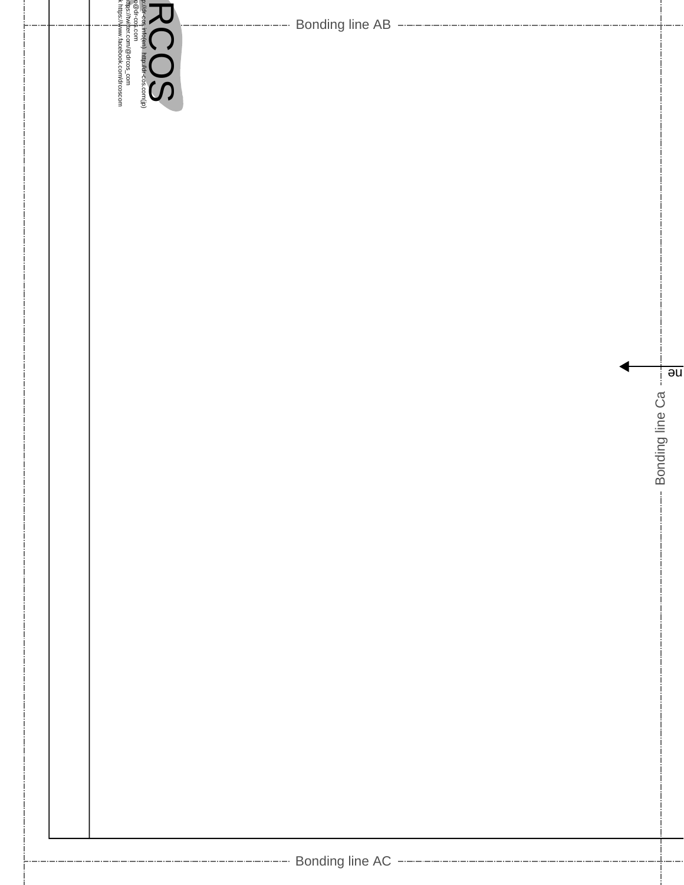Bonding line AB

RCOS

p://dr-cos.info(en) http://dr-cos.com(jp)
o@dr-cos.com
https://twitter.com/@drcos_com
k https://www.facebook.com/drcoscom

ne

Bonding line Ca

Bonding line AC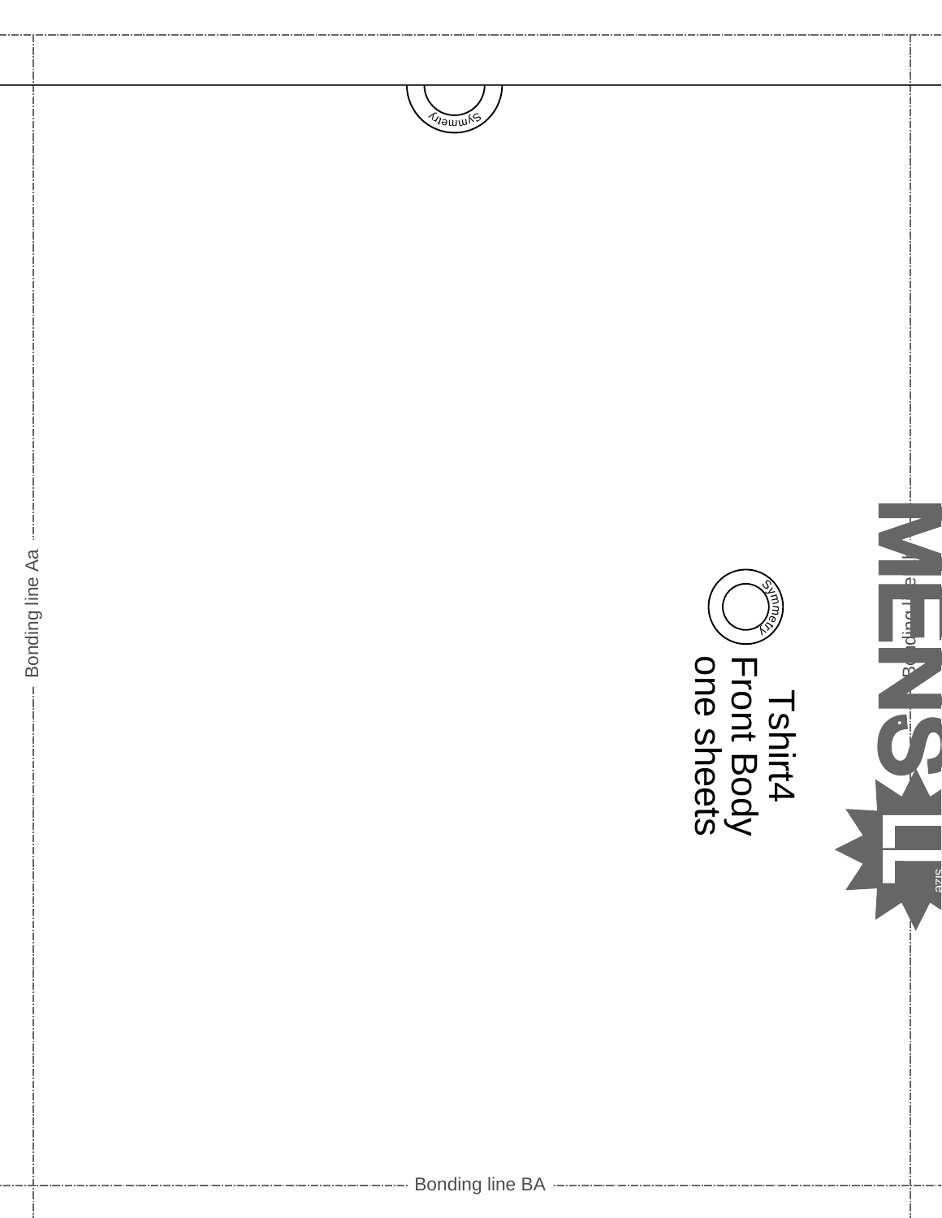Symmetry

Bonding line Aa

Symmetry

Tshirt4
Front Body
one sheets

MENS LL size

Bonding line

Bonding line BA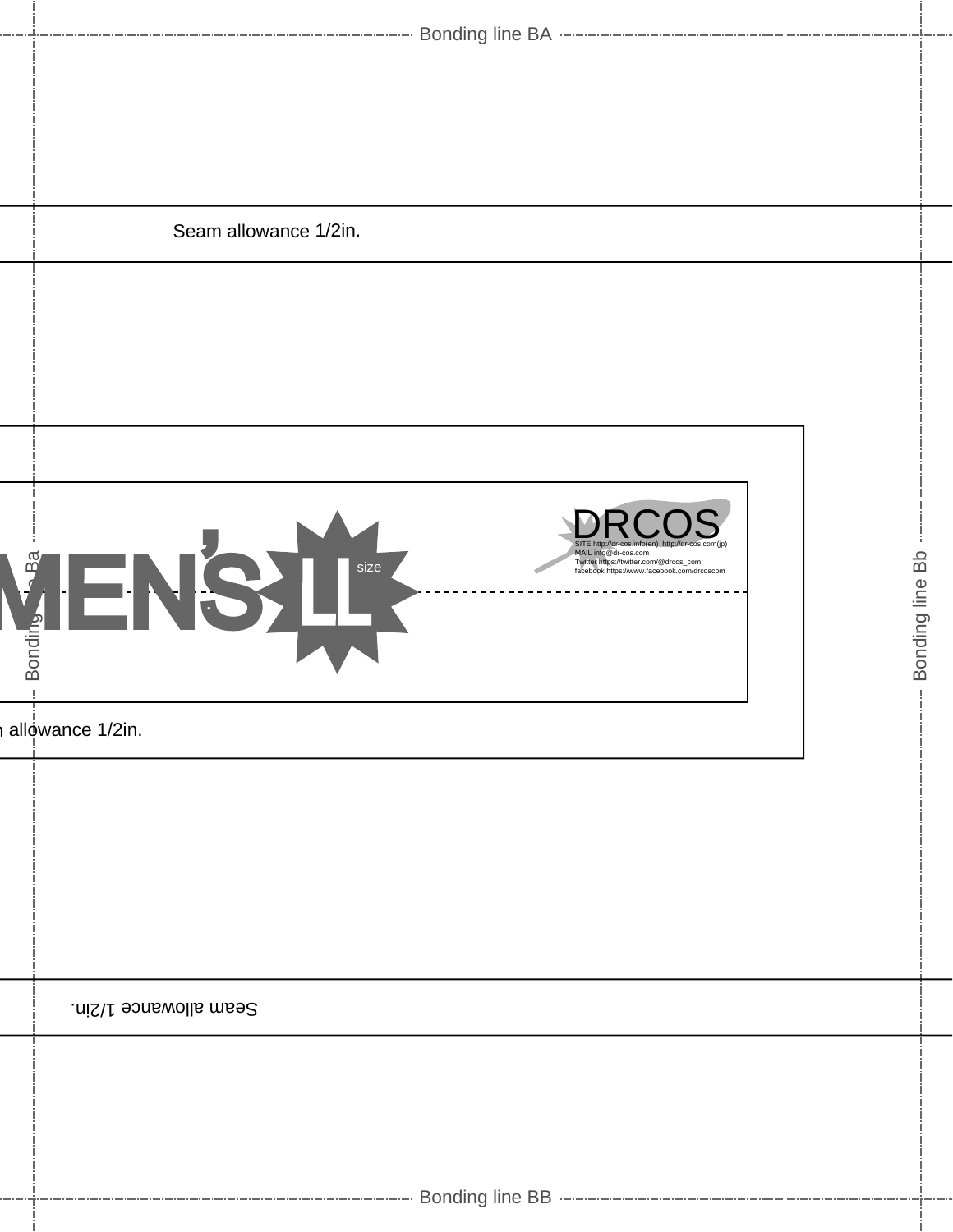Bonding line BA

Seam allowance 1/2in.

MEN'S LL size

DRCOS

SITE http://dr-cos.info(en) http://dr-cos.com(jp)
MAIL info@dr-cos.com
Twitter https://twitter.com/@drcos_com
facebook https://www.facebook.com/drcoscom

Bonding line Ba

Bonding line Bb

allowance 1/2in.

Seam allowance 1/2in.

Bonding line BB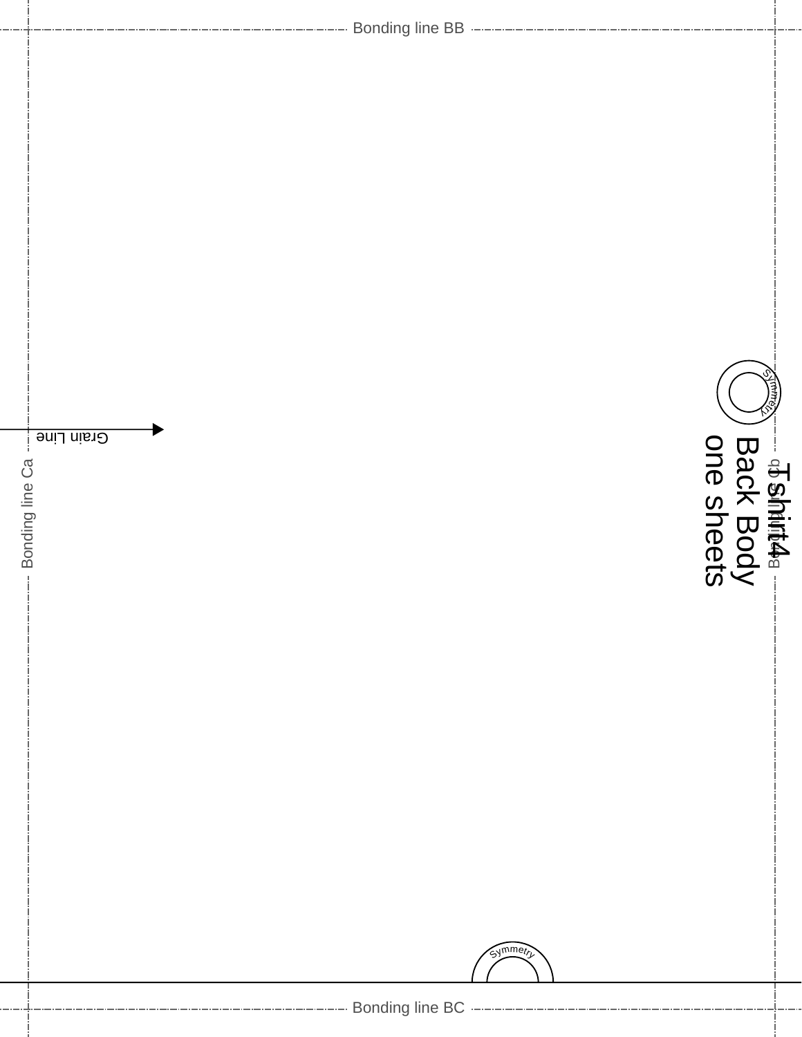Bonding line BB

Symmetry

Grain Line

Bonding line Ca

Tshirt4
Back Body
one sheets

Bonding line Cb

Symmetry

Bonding line BC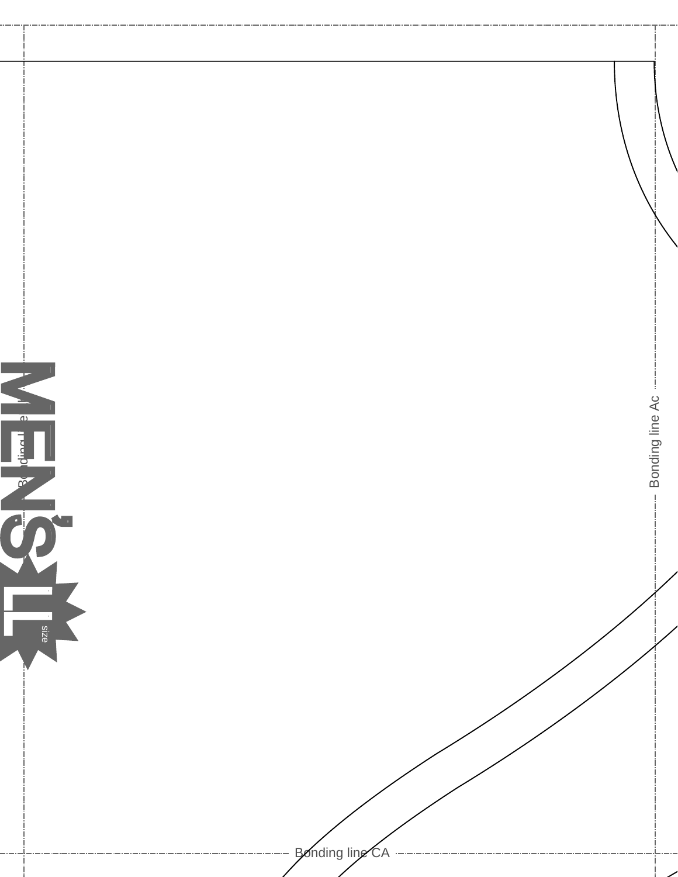Bonding line Ac

Bonding line CA

MEN'S LL size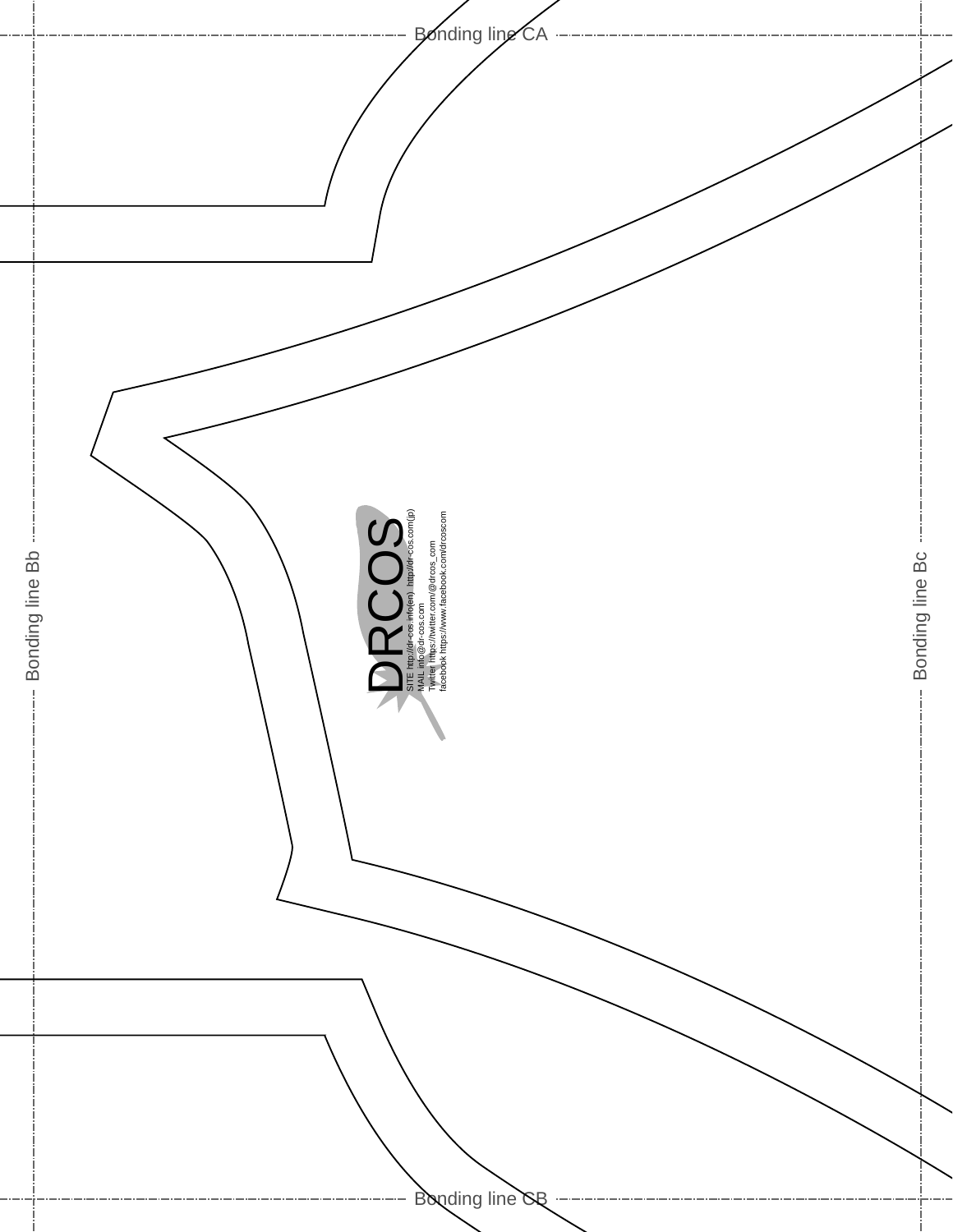Bonding line CA

Bonding line Bb

DRCOS

SITE http://dr-cos.info(en) http://dr-cos.com(jp)
MAIL info@dr-cos.com
Twitter https://twitter.com/@drcos_com
facebook https://www.facebook.com/drcoscom

Bonding line Bc

Bonding line CB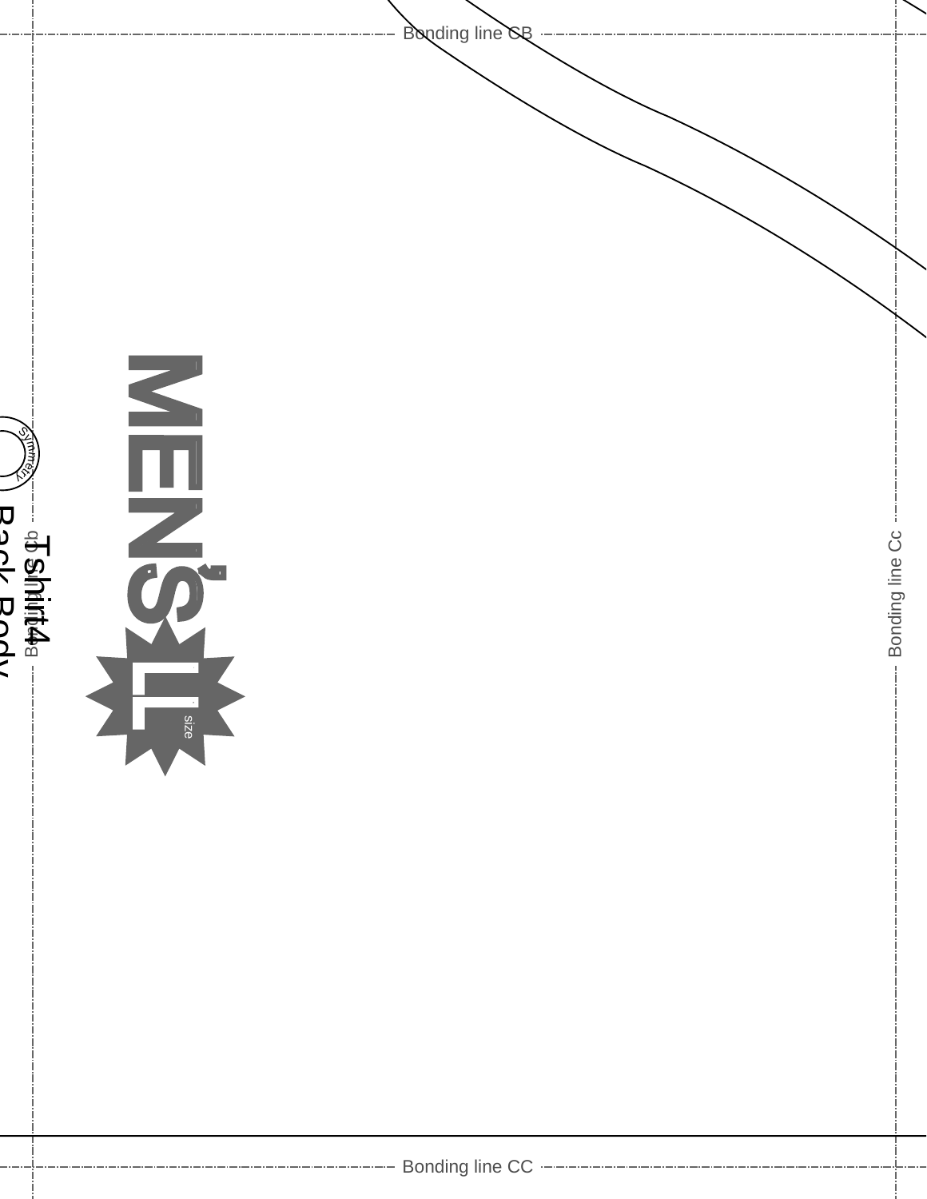Bonding line CB

Bonding line Cc

Bonding line CB

Symmetry

Tshirt4

Back Body

MEN'S

LL

size

Bonding line CC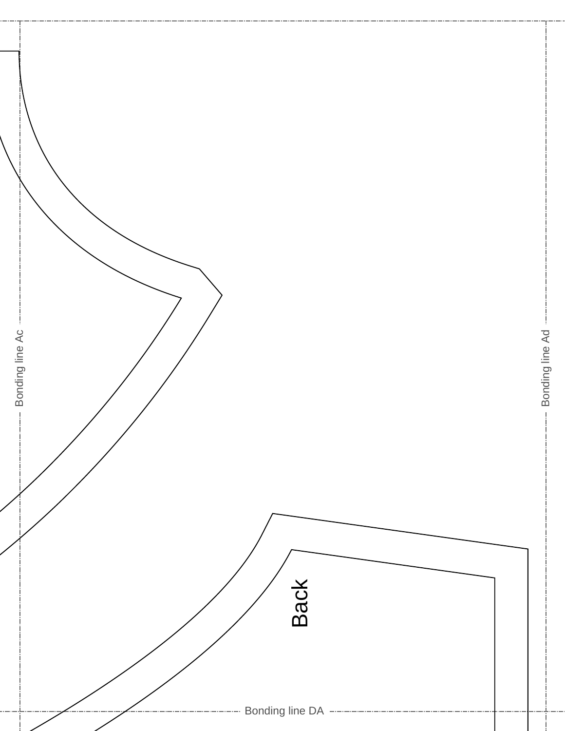Bonding line Ac

Bonding line Ad

Back

Bonding line DA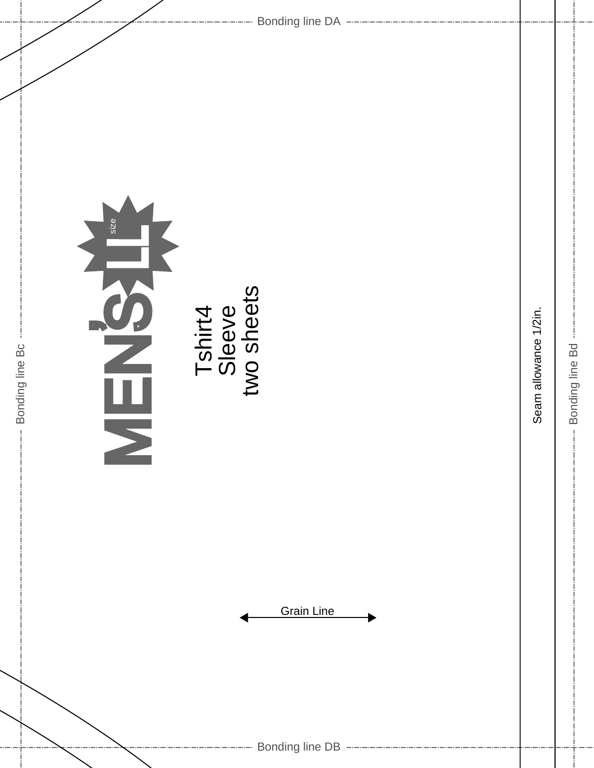Bonding line DA

Bonding line Bc

**MEN'S** size **LL**

Tshirt4
Sleeve
two sheets

Seam allowance 1/2in.

Bonding line Bd

Grain Line

Bonding line DB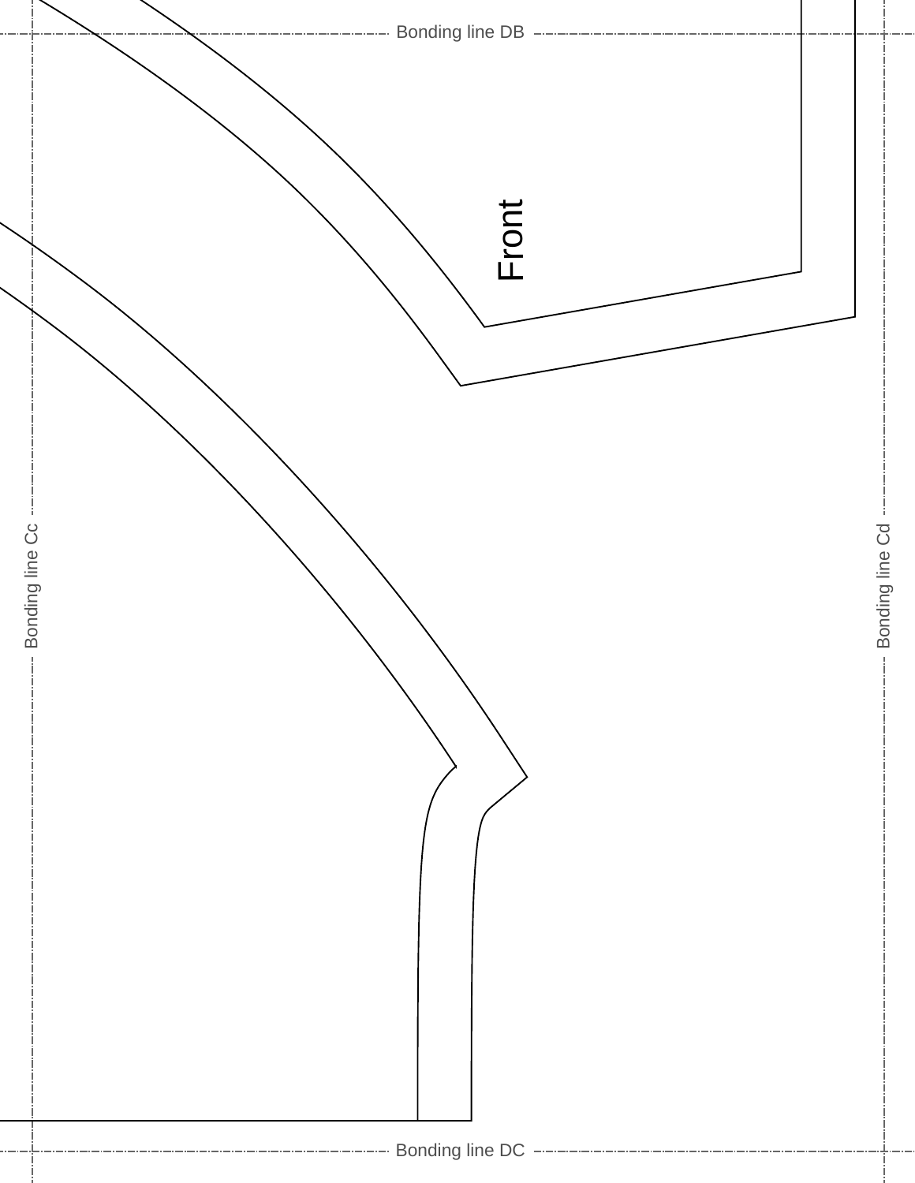Bonding line DB

Front

Bonding line Cc

Bonding line Cd

Bonding line DC